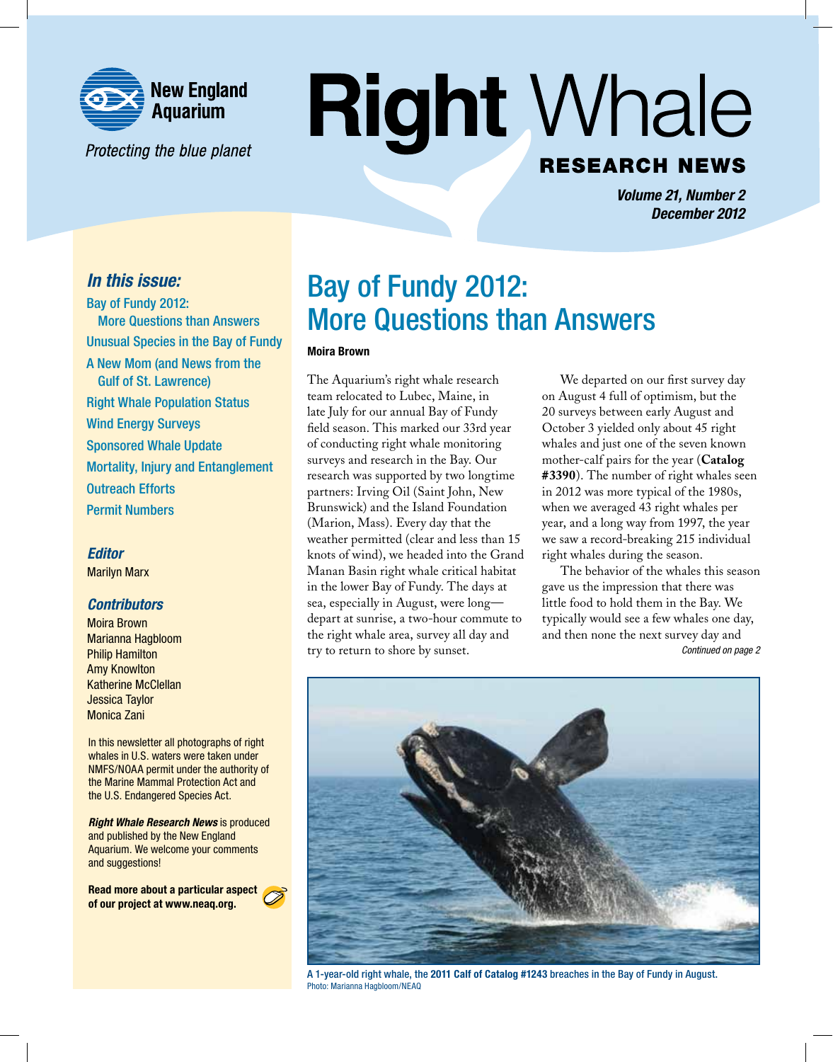New England Aquarium

*Protecting the blue planet*

# Right Whale RESEARCH NEWS

***Volume 21, Number 2***
***December 2012***

### *In this issue:*

- Bay of Fundy 2012: More Questions than Answers
- Unusual Species in the Bay of Fundy
- A New Mom (and News from the Gulf of St. Lawrence)
- Right Whale Population Status
- Wind Energy Surveys
- Sponsored Whale Update
- Mortality, Injury and Entanglement
- Outreach Efforts
- Permit Numbers

### *Editor*

Marilyn Marx

### *Contributors*

Moira Brown
Marianna Hagbloom
Philip Hamilton
Amy Knowlton
Katherine McClellan
Jessica Taylor
Monica Zani

In this newsletter all photographs of right whales in U.S. waters were taken under NMFS/NOAA permit under the authority of the Marine Mammal Protection Act and the U.S. Endangered Species Act.

***Right Whale Research News*** is produced and published by the New England Aquarium. We welcome your comments and suggestions!

**Read more about a particular aspect of our project at www.neaq.org.**

# Bay of Fundy 2012: More Questions than Answers

**Moira Brown**

The Aquarium's right whale research team relocated to Lubec, Maine, in late July for our annual Bay of Fundy field season. This marked our 33rd year of conducting right whale monitoring surveys and research in the Bay. Our research was supported by two longtime partners: Irving Oil (Saint John, New Brunswick) and the Island Foundation (Marion, Mass). Every day that the weather permitted (clear and less than 15 knots of wind), we headed into the Grand Manan Basin right whale critical habitat in the lower Bay of Fundy. The days at sea, especially in August, were long—depart at sunrise, a two-hour commute to the right whale area, survey all day and try to return to shore by sunset.

We departed on our first survey day on August 4 full of optimism, but the 20 surveys between early August and October 3 yielded only about 45 right whales and just one of the seven known mother-calf pairs for the year (**Catalog #3390**). The number of right whales seen in 2012 was more typical of the 1980s, when we averaged 43 right whales per year, and a long way from 1997, the year we saw a record-breaking 215 individual right whales during the season.

The behavior of the whales this season gave us the impression that there was little food to hold them in the Bay. We typically would see a few whales one day, and then none the next survey day and

*Continued on page 2*

A 1-year-old right whale, the **2011 Calf of Catalog #1243** breaches in the Bay of Fundy in August.
Photo: Marianna Hagbloom/NEAQ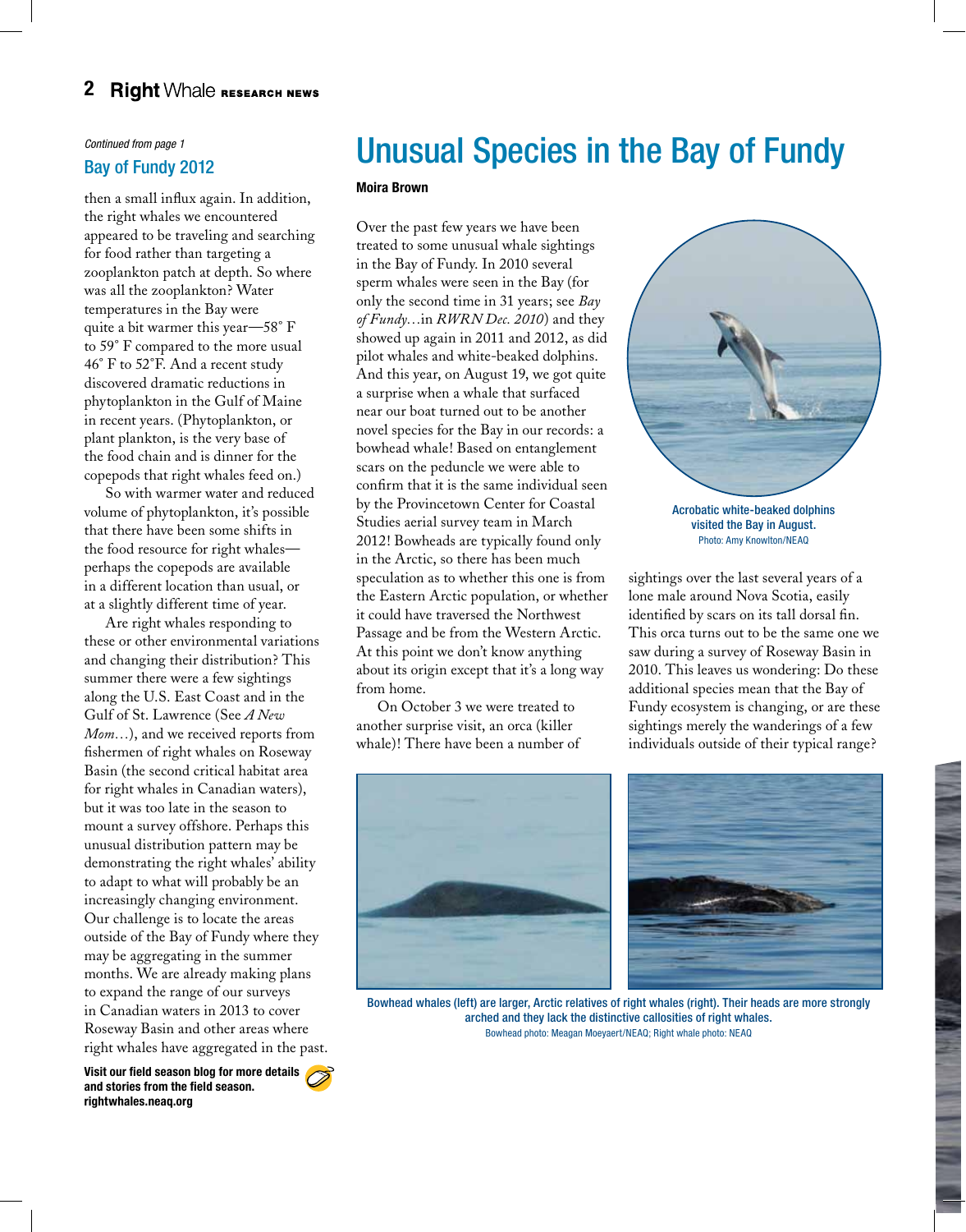*Continued from page 1*

## Bay of Fundy 2012

then a small influx again. In addition, the right whales we encountered appeared to be traveling and searching for food rather than targeting a zooplankton patch at depth. So where was all the zooplankton? Water temperatures in the Bay were quite a bit warmer this year—58˚ F to 59˚ F compared to the more usual 46˚ F to 52˚F. And a recent study discovered dramatic reductions in phytoplankton in the Gulf of Maine in recent years. (Phytoplankton, or plant plankton, is the very base of the food chain and is dinner for the copepods that right whales feed on.)

So with warmer water and reduced volume of phytoplankton, it's possible that there have been some shifts in the food resource for right whales—perhaps the copepods are available in a different location than usual, or at a slightly different time of year.

Are right whales responding to these or other environmental variations and changing their distribution? This summer there were a few sightings along the U.S. East Coast and in the Gulf of St. Lawrence (See *A New Mom…*), and we received reports from fishermen of right whales on Roseway Basin (the second critical habitat area for right whales in Canadian waters), but it was too late in the season to mount a survey offshore. Perhaps this unusual distribution pattern may be demonstrating the right whales' ability to adapt to what will probably be an increasingly changing environment. Our challenge is to locate the areas outside of the Bay of Fundy where they may be aggregating in the summer months. We are already making plans to expand the range of our surveys in Canadian waters in 2013 to cover Roseway Basin and other areas where right whales have aggregated in the past.

**Visit our field season blog for more details and stories from the field season. rightwhales.neaq.org**

# Unusual Species in the Bay of Fundy

**Moira Brown**

Over the past few years we have been treated to some unusual whale sightings in the Bay of Fundy. In 2010 several sperm whales were seen in the Bay (for only the second time in 31 years; see *Bay of Fundy…*in *RWRN Dec. 2010*) and they showed up again in 2011 and 2012, as did pilot whales and white-beaked dolphins. And this year, on August 19, we got quite a surprise when a whale that surfaced near our boat turned out to be another novel species for the Bay in our records: a bowhead whale! Based on entanglement scars on the peduncle we were able to confirm that it is the same individual seen by the Provincetown Center for Coastal Studies aerial survey team in March 2012! Bowheads are typically found only in the Arctic, so there has been much speculation as to whether this one is from the Eastern Arctic population, or whether it could have traversed the Northwest Passage and be from the Western Arctic. At this point we don't know anything about its origin except that it's a long way from home.

On October 3 we were treated to another surprise visit, an orca (killer whale)! There have been a number of sightings over the last several years of a lone male around Nova Scotia, easily identified by scars on its tall dorsal fin. This orca turns out to be the same one we saw during a survey of Roseway Basin in 2010. This leaves us wondering: Do these additional species mean that the Bay of Fundy ecosystem is changing, or are these sightings merely the wanderings of a few individuals outside of their typical range?

Acrobatic white-beaked dolphins visited the Bay in August.
Photo: Amy Knowlton/NEAQ

Bowhead whales (left) are larger, Arctic relatives of right whales (right). Their heads are more strongly arched and they lack the distinctive callosities of right whales.
Bowhead photo: Meagan Moeyaert/NEAQ; Right whale photo: NEAQ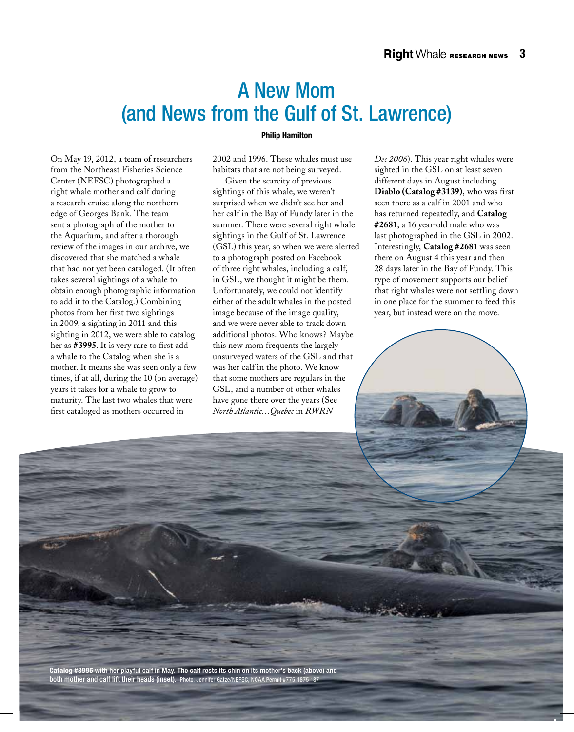# A New Mom (and News from the Gulf of St. Lawrence)

**Philip Hamilton**

On May 19, 2012, a team of researchers from the Northeast Fisheries Science Center (NEFSC) photographed a right whale mother and calf during a research cruise along the northern edge of Georges Bank. The team sent a photograph of the mother to the Aquarium, and after a thorough review of the images in our archive, we discovered that she matched a whale that had not yet been cataloged. (It often takes several sightings of a whale to obtain enough photographic information to add it to the Catalog.) Combining photos from her first two sightings in 2009, a sighting in 2011 and this sighting in 2012, we were able to catalog her as **#3995**. It is very rare to first add a whale to the Catalog when she is a mother. It means she was seen only a few times, if at all, during the 10 (on average) years it takes for a whale to grow to maturity. The last two whales that were first cataloged as mothers occurred in 2002 and 1996. These whales must use habitats that are not being surveyed.

Given the scarcity of previous sightings of this whale, we weren't surprised when we didn't see her and her calf in the Bay of Fundy later in the summer. There were several right whale sightings in the Gulf of St. Lawrence (GSL) this year, so when we were alerted to a photograph posted on Facebook of three right whales, including a calf, in GSL, we thought it might be them. Unfortunately, we could not identify either of the adult whales in the posted image because of the image quality, and we were never able to track down additional photos. Who knows? Maybe this new mom frequents the largely unsurveyed waters of the GSL and that was her calf in the photo. We know that some mothers are regulars in the GSL, and a number of other whales have gone there over the years (See *North Atlantic…Quebec* in *RWRN Dec 2006*). This year right whales were sighted in the GSL on at least seven different days in August including **Diablo (Catalog #3139)**, who was first seen there as a calf in 2001 and who has returned repeatedly, and **Catalog #2681**, a 16 year-old male who was last photographed in the GSL in 2002. Interestingly, **Catalog #2681** was seen there on August 4 this year and then 28 days later in the Bay of Fundy. This type of movement supports our belief that right whales were not settling down in one place for the summer to feed this year, but instead were on the move.

**Catalog #3995 with her playful calf in May. The calf rests its chin on its mother's back (above) and both mother and calf lift their heads (inset).** Photo: Jennifer Gatze/NEFSC, NOAA Permit #775-1875 187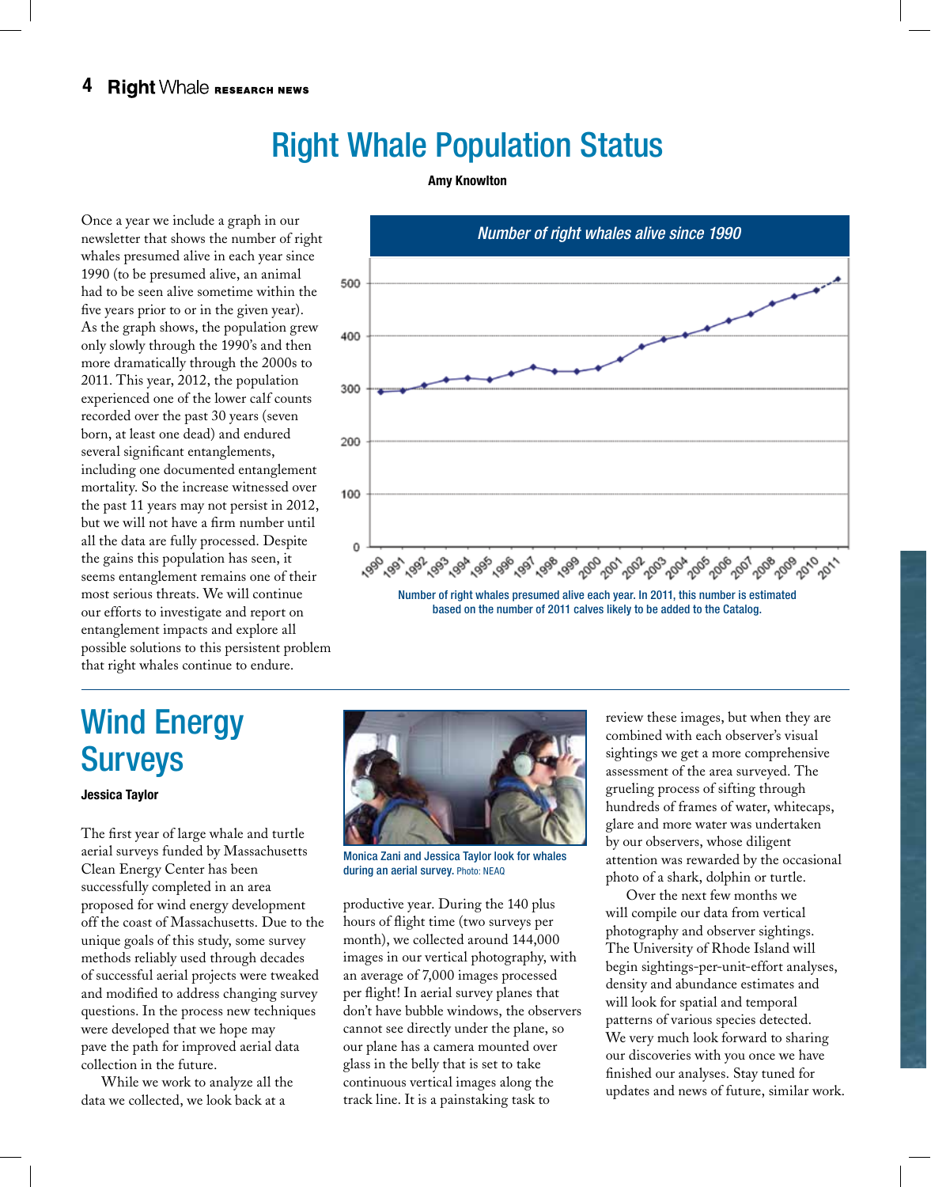# Right Whale Population Status

**Amy Knowlton**

Once a year we include a graph in our newsletter that shows the number of right whales presumed alive in each year since 1990 (to be presumed alive, an animal had to be seen alive sometime within the five years prior to or in the given year). As the graph shows, the population grew only slowly through the 1990's and then more dramatically through the 2000s to 2011. This year, 2012, the population experienced one of the lower calf counts recorded over the past 30 years (seven born, at least one dead) and endured several significant entanglements, including one documented entanglement mortality. So the increase witnessed over the past 11 years may not persist in 2012, but we will not have a firm number until all the data are fully processed. Despite the gains this population has seen, it seems entanglement remains one of their most serious threats. We will continue our efforts to investigate and report on entanglement impacts and explore all possible solutions to this persistent problem that right whales continue to endure.

*Number of right whales alive since 1990*

Number of right whales presumed alive each year. In 2011, this number is estimated based on the number of 2011 calves likely to be added to the Catalog.

# Wind Energy Surveys

**Jessica Taylor**

The first year of large whale and turtle aerial surveys funded by Massachusetts Clean Energy Center has been successfully completed in an area proposed for wind energy development off the coast of Massachusetts. Due to the unique goals of this study, some survey methods reliably used through decades of successful aerial projects were tweaked and modified to address changing survey questions. In the process new techniques were developed that we hope may pave the path for improved aerial data collection in the future.

While we work to analyze all the data we collected, we look back at a productive year. During the 140 plus hours of flight time (two surveys per month), we collected around 144,000 images in our vertical photography, with an average of 7,000 images processed per flight! In aerial survey planes that don't have bubble windows, the observers cannot see directly under the plane, so our plane has a camera mounted over glass in the belly that is set to take continuous vertical images along the track line. It is a painstaking task to review these images, but when they are combined with each observer's visual sightings we get a more comprehensive assessment of the area surveyed. The grueling process of sifting through hundreds of frames of water, whitecaps, glare and more water was undertaken by our observers, whose diligent attention was rewarded by the occasional photo of a shark, dolphin or turtle.

Monica Zani and Jessica Taylor look for whales during an aerial survey. Photo: NEAQ

Over the next few months we will compile our data from vertical photography and observer sightings. The University of Rhode Island will begin sightings-per-unit-effort analyses, density and abundance estimates and will look for spatial and temporal patterns of various species detected. We very much look forward to sharing our discoveries with you once we have finished our analyses. Stay tuned for updates and news of future, similar work.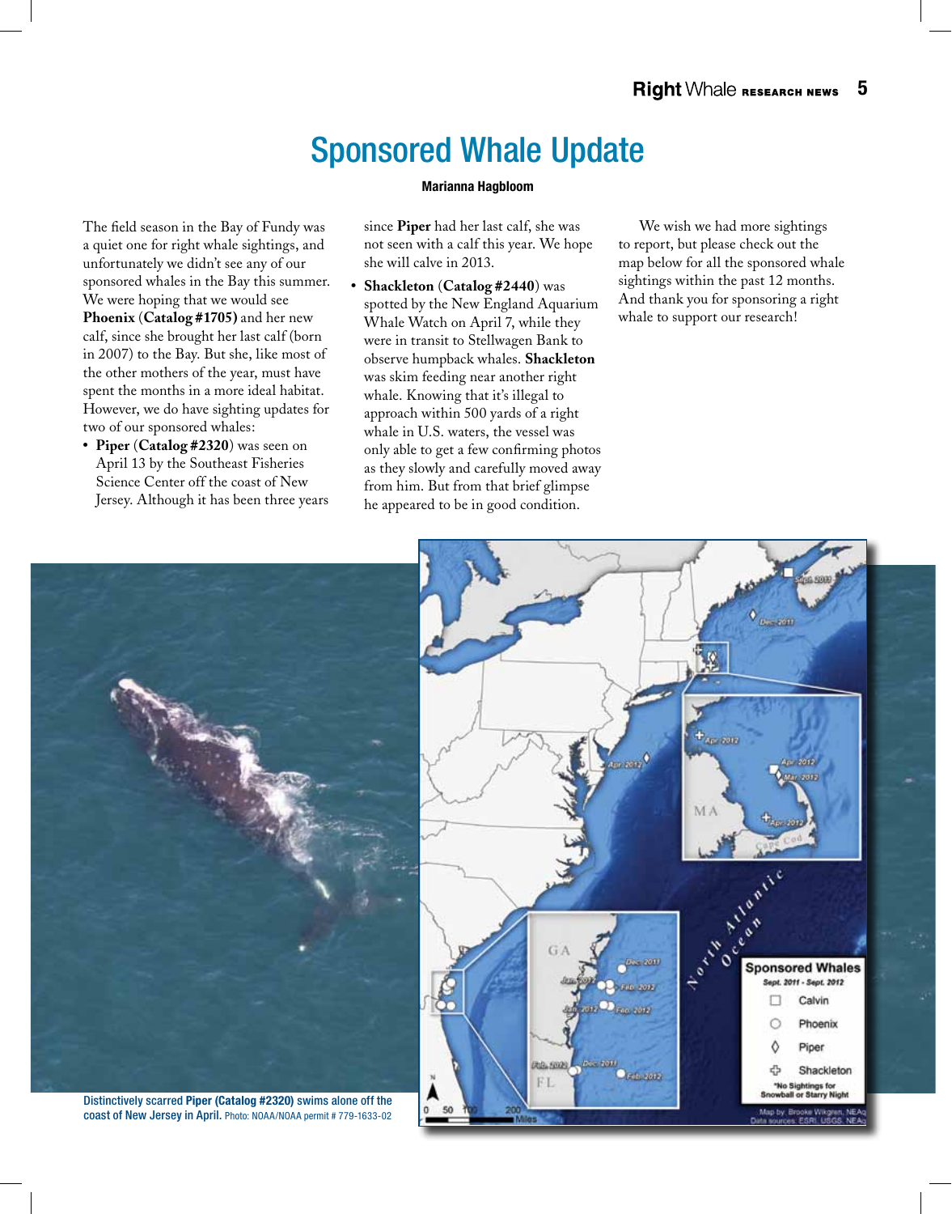# Sponsored Whale Update

**Marianna Hagbloom**

The field season in the Bay of Fundy was a quiet one for right whale sightings, and unfortunately we didn't see any of our sponsored whales in the Bay this summer. We were hoping that we would see **Phoenix** (**Catalog #1705)** and her new calf, since she brought her last calf (born in 2007) to the Bay. But she, like most of the other mothers of the year, must have spent the months in a more ideal habitat. However, we do have sighting updates for two of our sponsored whales:

- **Piper** (**Catalog #2320**) was seen on April 13 by the Southeast Fisheries Science Center off the coast of New Jersey. Although it has been three years since **Piper** had her last calf, she was not seen with a calf this year. We hope she will calve in 2013.
- **Shackleton** (**Catalog #2440**) was spotted by the New England Aquarium Whale Watch on April 7, while they were in transit to Stellwagen Bank to observe humpback whales. **Shackleton** was skim feeding near another right whale. Knowing that it's illegal to approach within 500 yards of a right whale in U.S. waters, the vessel was only able to get a few confirming photos as they slowly and carefully moved away from him. But from that brief glimpse he appeared to be in good condition.

We wish we had more sightings to report, but please check out the map below for all the sponsored whale sightings within the past 12 months. And thank you for sponsoring a right whale to support our research!

Distinctly scarred **Piper (Catalog #2320)** swims alone off the coast of New Jersey in April. Photo: NOAA/NOAA permit # 779-1633-02

**Sponsored Whales**
Sept. 2011 - Sept. 2012
- □ Calvin
- ○ Phoenix
- ◊ Piper
- ✚ Shackleton

*No Sightings for Snowball or Starry Night

Map by: Brooke Wikgren, NEAq
Data sources: ESRI, USGS, NEAq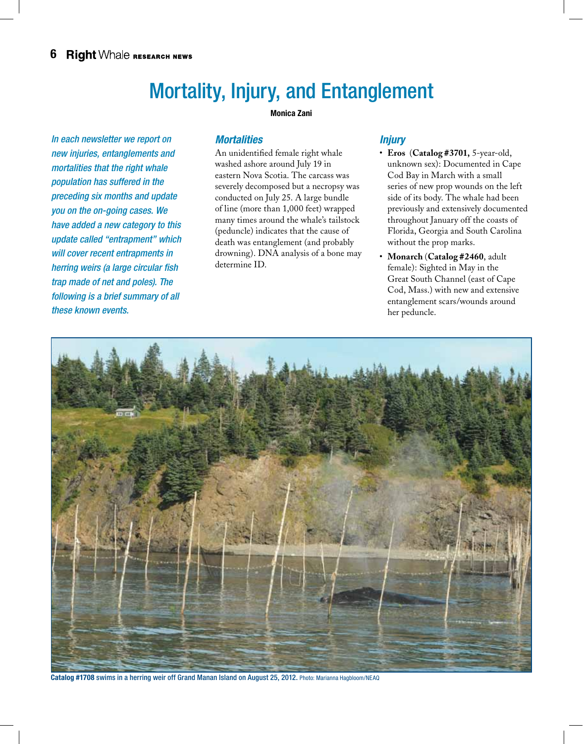# Mortality, Injury, and Entanglement

**Monica Zani**

*In each newsletter we report on new injuries, entanglements and mortalities that the right whale population has suffered in the preceding six months and update you on the on-going cases. We have added a new category to this update called "entrapment" which will cover recent entrapments in herring weirs (a large circular fish trap made of net and poles). The following is a brief summary of all these known events.*

## *Mortalities*

An unidentified female right whale washed ashore around July 19 in eastern Nova Scotia. The carcass was severely decomposed but a necropsy was conducted on July 25. A large bundle of line (more than 1,000 feet) wrapped many times around the whale's tailstock (peduncle) indicates that the cause of death was entanglement (and probably drowning). DNA analysis of a bone may determine ID.

## *Injury*

- **Eros** (**Catalog #3701,** 5-year-old, unknown sex): Documented in Cape Cod Bay in March with a small series of new prop wounds on the left side of its body. The whale had been previously and extensively documented throughout January off the coasts of Florida, Georgia and South Carolina without the prop marks.
- **Monarch** (**Catalog #2460**, adult female): Sighted in May in the Great South Channel (east of Cape Cod, Mass.) with new and extensive entanglement scars/wounds around her peduncle.

**Catalog #1708** swims in a herring weir off Grand Manan Island on August 25, 2012. Photo: Marianna Hagbloom/NEAQ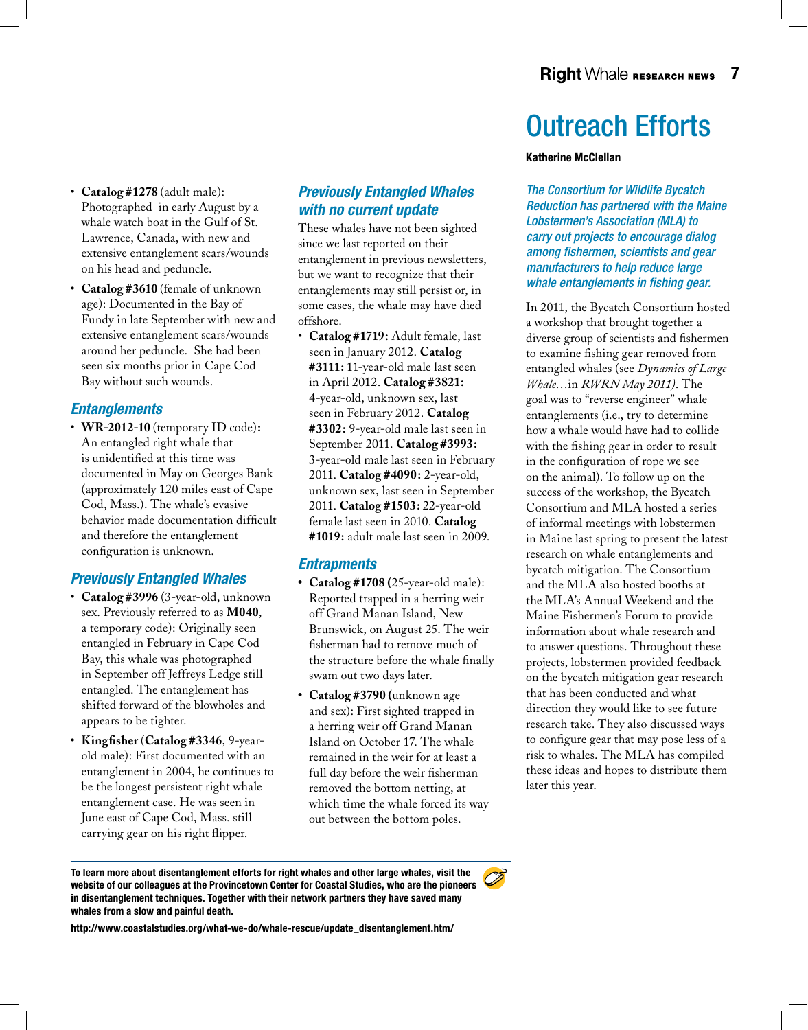- **Catalog #1278** (adult male): Photographed in early August by a whale watch boat in the Gulf of St. Lawrence, Canada, with new and extensive entanglement scars/wounds on his head and peduncle.
- **Catalog #3610** (female of unknown age): Documented in the Bay of Fundy in late September with new and extensive entanglement scars/wounds around her peduncle. She had been seen six months prior in Cape Cod Bay without such wounds.

### *Entanglements*

- **WR-2012-10** (temporary ID code)**:** An entangled right whale that is unidentified at this time was documented in May on Georges Bank (approximately 120 miles east of Cape Cod, Mass.). The whale's evasive behavior made documentation difficult and therefore the entanglement configuration is unknown.

### *Previously Entangled Whales*

- **Catalog #3996** (3-year-old, unknown sex. Previously referred to as **M040**, a temporary code): Originally seen entangled in February in Cape Cod Bay, this whale was photographed in September off Jeffreys Ledge still entangled. The entanglement has shifted forward of the blowholes and appears to be tighter.
- **Kingfisher** (**Catalog #3346**, 9-year-old male): First documented with an entanglement in 2004, he continues to be the longest persistent right whale entanglement case. He was seen in June east of Cape Cod, Mass. still carrying gear on his right flipper.

### *Previously Entangled Whales with no current update*

These whales have not been sighted since we last reported on their entanglement in previous newsletters, but we want to recognize that their entanglements may still persist or, in some cases, the whale may have died offshore.

- **Catalog #1719:** Adult female, last seen in January 2012. **Catalog #3111:** 11-year-old male last seen in April 2012. **Catalog #3821:** 4-year-old, unknown sex, last seen in February 2012. **Catalog #3302:** 9-year-old male last seen in September 2011. **Catalog #3993:** 3-year-old male last seen in February 2011. **Catalog #4090:** 2-year-old, unknown sex, last seen in September 2011. **Catalog #1503:** 22-year-old female last seen in 2010. **Catalog #1019:** adult male last seen in 2009.

### *Entrapments*

- **Catalog #1708 (**25-year-old male): Reported trapped in a herring weir off Grand Manan Island, New Brunswick, on August 25. The weir fisherman had to remove much of the structure before the whale finally swam out two days later.
- **Catalog #3790 (**unknown age and sex): First sighted trapped in a herring weir off Grand Manan Island on October 17. The whale remained in the weir for at least a full day before the weir fisherman removed the bottom netting, at which time the whale forced its way out between the bottom poles.

**To learn more about disentanglement efforts for right whales and other large whales, visit the website of our colleagues at the Provincetown Center for Coastal Studies, who are the pioneers in disentanglement techniques. Together with their network partners they have saved many whales from a slow and painful death.**

**http://www.coastalstudies.org/what-we-do/whale-rescue/update_disentanglement.htm/**

# Outreach Efforts

**Katherine McClellan**

*The Consortium for Wildlife Bycatch Reduction has partnered with the Maine Lobstermen's Association (MLA) to carry out projects to encourage dialog among fishermen, scientists and gear manufacturers to help reduce large whale entanglements in fishing gear.*

In 2011, the Bycatch Consortium hosted a workshop that brought together a diverse group of scientists and fishermen to examine fishing gear removed from entangled whales (see *Dynamics of Large Whale…*in *RWRN May 2011)*. The goal was to "reverse engineer" whale entanglements (i.e., try to determine how a whale would have had to collide with the fishing gear in order to result in the configuration of rope we see on the animal). To follow up on the success of the workshop, the Bycatch Consortium and MLA hosted a series of informal meetings with lobstermen in Maine last spring to present the latest research on whale entanglements and bycatch mitigation. The Consortium and the MLA also hosted booths at the MLA's Annual Weekend and the Maine Fishermen's Forum to provide information about whale research and to answer questions. Throughout these projects, lobstermen provided feedback on the bycatch mitigation gear research that has been conducted and what direction they would like to see future research take. They also discussed ways to configure gear that may pose less of a risk to whales. The MLA has compiled these ideas and hopes to distribute them later this year.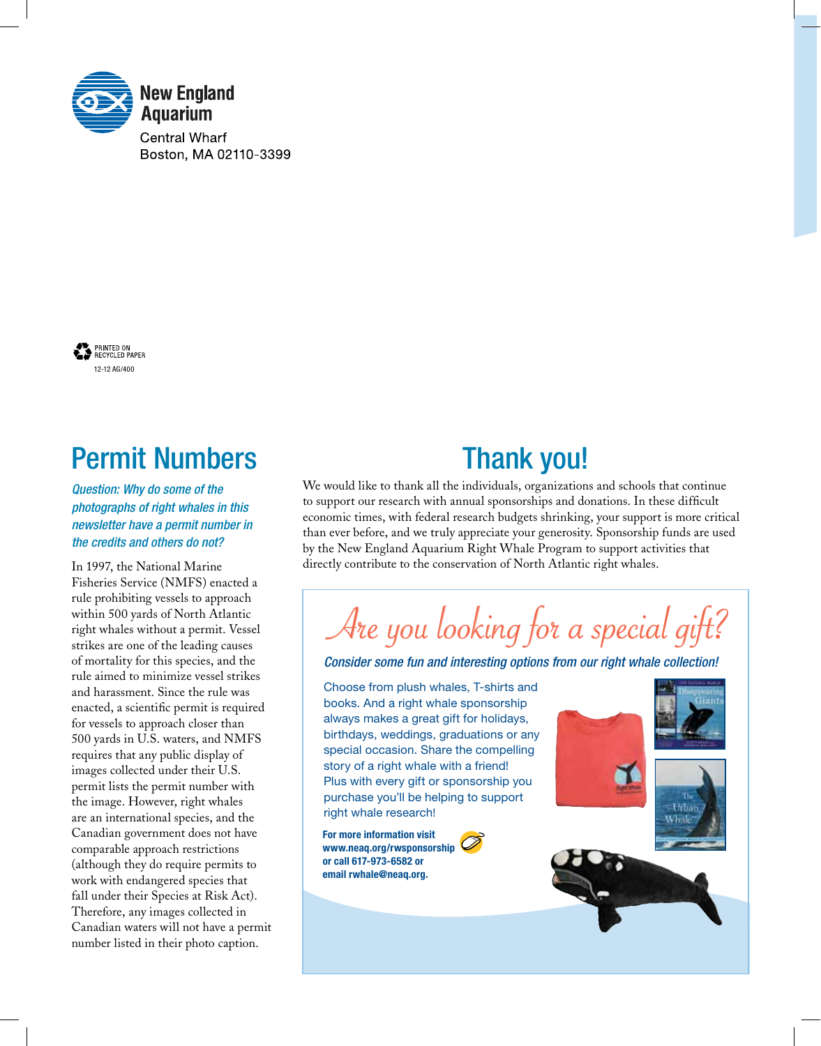New England Aquarium
Central Wharf
Boston, MA 02110-3399

PRINTED ON RECYCLED PAPER
12-12 AG/400

## Permit Numbers

*Question: Why do some of the photographs of right whales in this newsletter have a permit number in the credits and others do not?*

In 1997, the National Marine Fisheries Service (NMFS) enacted a rule prohibiting vessels to approach within 500 yards of North Atlantic right whales without a permit. Vessel strikes are one of the leading causes of mortality for this species, and the rule aimed to minimize vessel strikes and harassment. Since the rule was enacted, a scientific permit is required for vessels to approach closer than 500 yards in U.S. waters, and NMFS requires that any public display of images collected under their U.S. permit lists the permit number with the image. However, right whales are an international species, and the Canadian government does not have comparable approach restrictions (although they do require permits to work with endangered species that fall under their Species at Risk Act). Therefore, any images collected in Canadian waters will not have a permit number listed in their photo caption.

## Thank you!

We would like to thank all the individuals, organizations and schools that continue to support our research with annual sponsorships and donations. In these difficult economic times, with federal research budgets shrinking, your support is more critical than ever before, and we truly appreciate your generosity. Sponsorship funds are used by the New England Aquarium Right Whale Program to support activities that directly contribute to the conservation of North Atlantic right whales.

### Are you looking for a special gift?

*Consider some fun and interesting options from our right whale collection!*

Choose from plush whales, T-shirts and books. And a right whale sponsorship always makes a great gift for holidays, birthdays, weddings, graduations or any special occasion. Share the compelling story of a right whale with a friend! Plus with every gift or sponsorship you purchase you'll be helping to support right whale research!

**For more information visit www.neaq.org/rwsponsorship or call 617-973-6582 or email rwhale@neaq.org.**